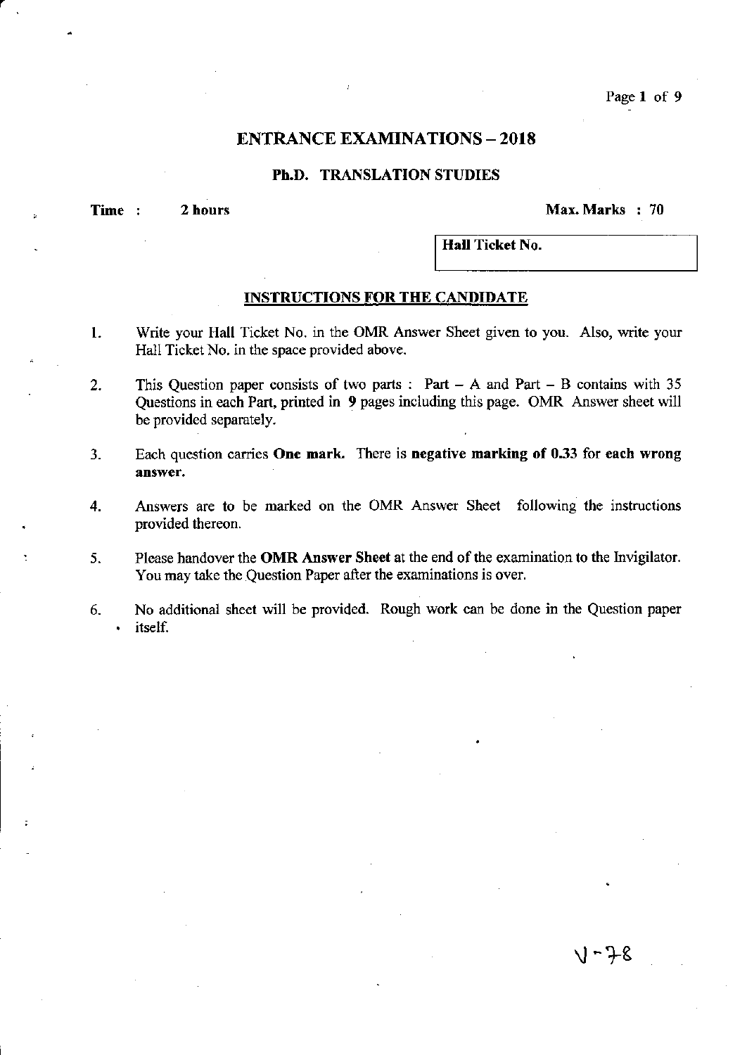# ENTRANCE EXAMINATIONS – 2018

## Ph.D. TRANSLATION STUDIES

**Time : 2 hours** **Max. Marks : 70**

| **Hall Ticket No.** |
|---|
| |

### INSTRUCTIONS FOR THE CANDIDATE

1. Write your Hall Ticket No. in the OMR Answer Sheet given to you. Also, write your Hall Ticket No. in the space provided above.
2. This Question paper consists of two parts : Part – A and Part – B contains with 35 Questions in each Part, printed in 9 pages including this page. OMR Answer sheet will be provided separately.
3. Each question carries **One mark.** There is **negative marking of 0.33 for each wrong answer.**
4. Answers are to be marked on the OMR Answer Sheet following the instructions provided thereon.
5. Please handover the **OMR Answer Sheet** at the end of the examination to the Invigilator. You may take the Question Paper after the examinations is over.
6. No additional sheet will be provided. Rough work can be done in the Question paper itself.

V-78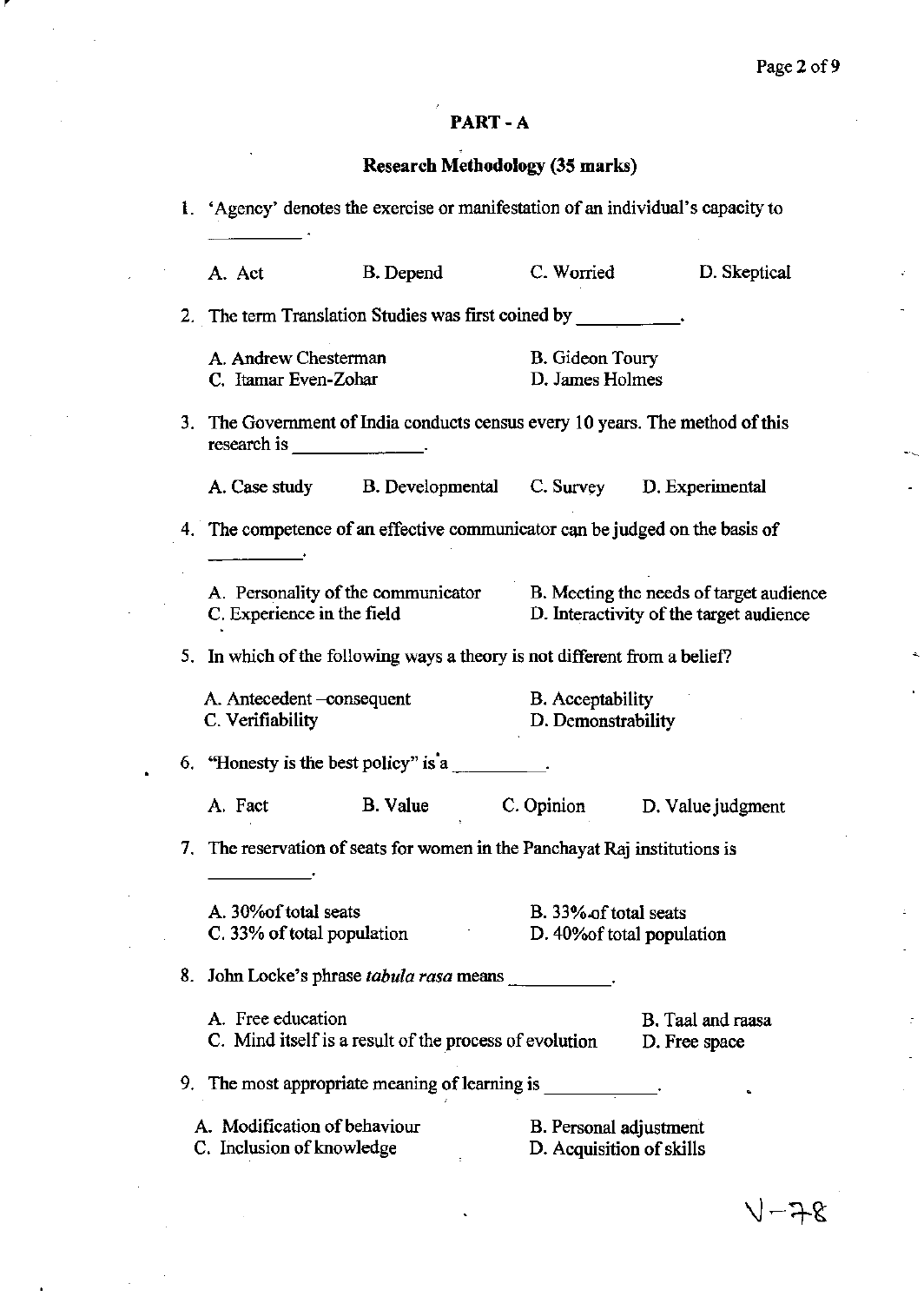## PART - A

### Research Methodology (35 marks)

1. 'Agency' denotes the exercise or manifestation of an individual's capacity to __________.

   A. Act  B. Depend  C. Worried  D. Skeptical

2. The term Translation Studies was first coined by __________.

   A. Andrew Chesterman  
   B. Gideon Toury  
   C. Itamar Even-Zohar  
   D. James Holmes

3. The Government of India conducts census every 10 years. The method of this research is __________.

   A. Case study  B. Developmental  C. Survey  D. Experimental

4. The competence of an effective communicator can be judged on the basis of __________.

   A. Personality of the communicator  
   B. Meeting the needs of target audience  
   C. Experience in the field  
   D. Interactivity of the target audience

5. In which of the following ways a theory is not different from a belief?

   A. Antecedent –consequent  
   B. Acceptability  
   C. Verifiability  
   D. Demonstrability

6. "Honesty is the best policy" is a __________.

   A. Fact  B. Value  C. Opinion  D. Value judgment

7. The reservation of seats for women in the Panchayat Raj institutions is __________.

   A. 30% of total seats  
   B. 33% of total seats  
   C. 33% of total population  
   D. 40% of total population

8. John Locke's phrase *tabula rasa* means __________.

   A. Free education  
   B. Taal and raasa  
   C. Mind itself is a result of the process of evolution  
   D. Free space

9. The most appropriate meaning of learning is __________.

   A. Modification of behaviour  
   B. Personal adjustment  
   C. Inclusion of knowledge  
   D. Acquisition of skills

V-78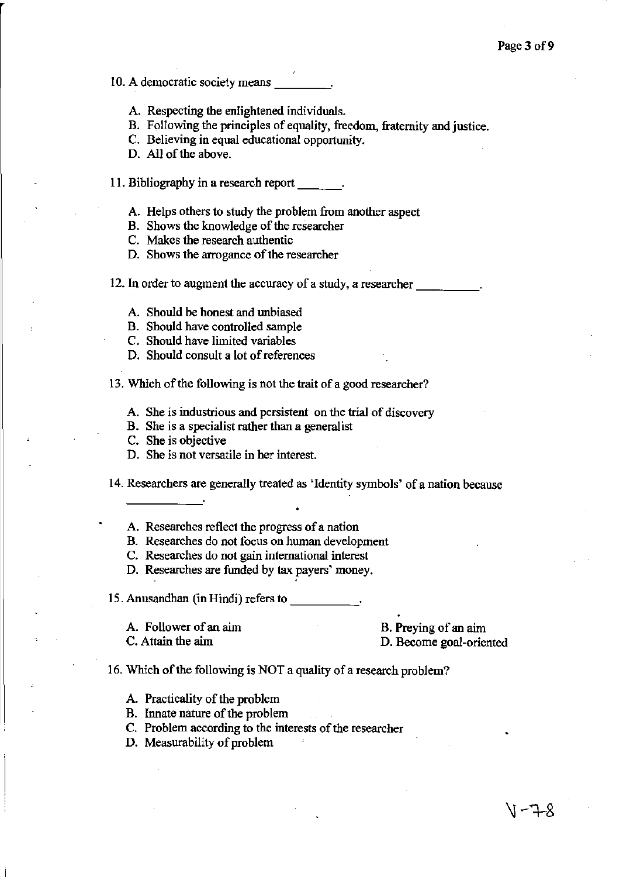10. A democratic society means _________.

   A. Respecting the enlightened individuals.
   B. Following the principles of equality, freedom, fraternity and justice.
   C. Believing in equal educational opportunity.
   D. All of the above.

11. Bibliography in a research report _______.

   A. Helps others to study the problem from another aspect
   B. Shows the knowledge of the researcher
   C. Makes the research authentic
   D. Shows the arrogance of the researcher

12. In order to augment the accuracy of a study, a researcher __________.

   A. Should be honest and unbiased
   B. Should have controlled sample
   C. Should have limited variables
   D. Should consult a lot of references

13. Which of the following is not the trait of a good researcher?

   A. She is industrious and persistent on the trial of discovery
   B. She is a specialist rather than a generalist
   C. She is objective
   D. She is not versatile in her interest.

14. Researchers are generally treated as 'Identity symbols' of a nation because ___________.

   A. Researches reflect the progress of a nation
   B. Researches do not focus on human development
   C. Researches do not gain international interest
   D. Researches are funded by tax payers' money.

15. Anusandhan (in Hindi) refers to __________.

   A. Follower of an aim
   B. Preying of an aim
   C. Attain the aim
   D. Become goal-oriented

16. Which of the following is NOT a quality of a research problem?

   A. Practicality of the problem
   B. Innate nature of the problem
   C. Problem according to the interests of the researcher
   D. Measurability of problem

V-78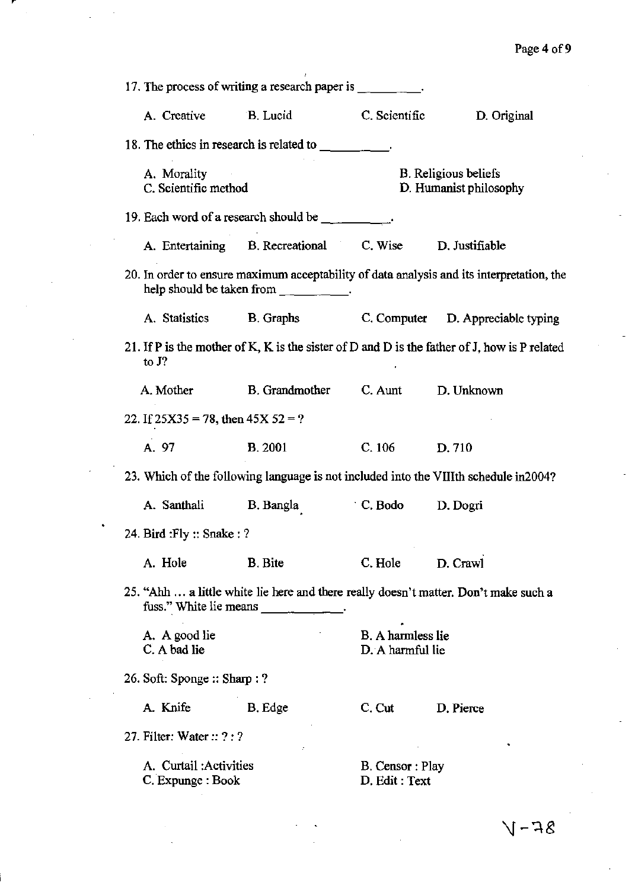17. The process of writing a research paper is _________.

A. Creative B. Lucid C. Scientific D. Original

18. The ethics in research is related to _________.

A. Morality
B. Religious beliefs
C. Scientific method
D. Humanist philosophy

19. Each word of a research should be _________.

A. Entertaining B. Recreational C. Wise D. Justifiable

20. In order to ensure maximum acceptability of data analysis and its interpretation, the help should be taken from _________.

A. Statistics B. Graphs C. Computer D. Appreciable typing

21. If P is the mother of K, K is the sister of D and D is the father of J, how is P related to J?

A. Mother B. Grandmother C. Aunt D. Unknown

22. If 25X35 = 78, then 45X 52 = ?

A. 97 B. 2001 C. 106 D. 710

23. Which of the following language is not included into the VIIIth schedule in2004?

A. Santhali B. Bangla C. Bodo D. Dogri

24. Bird :Fly :: Snake : ?

A. Hole B. Bite C. Hole D. Crawl

25. "Ahh … a little white lie here and there really doesn't matter. Don't make such a fuss." White lie means _________.

A. A good lie
B. A harmless lie
C. A bad lie
D. A harmful lie

26. Soft: Sponge :: Sharp : ?

A. Knife B. Edge C. Cut D. Pierce

27. Filter: Water :: ? : ?

A. Curtail :Activities
B. Censor : Play
C. Expunge : Book
D. Edit : Text

V-78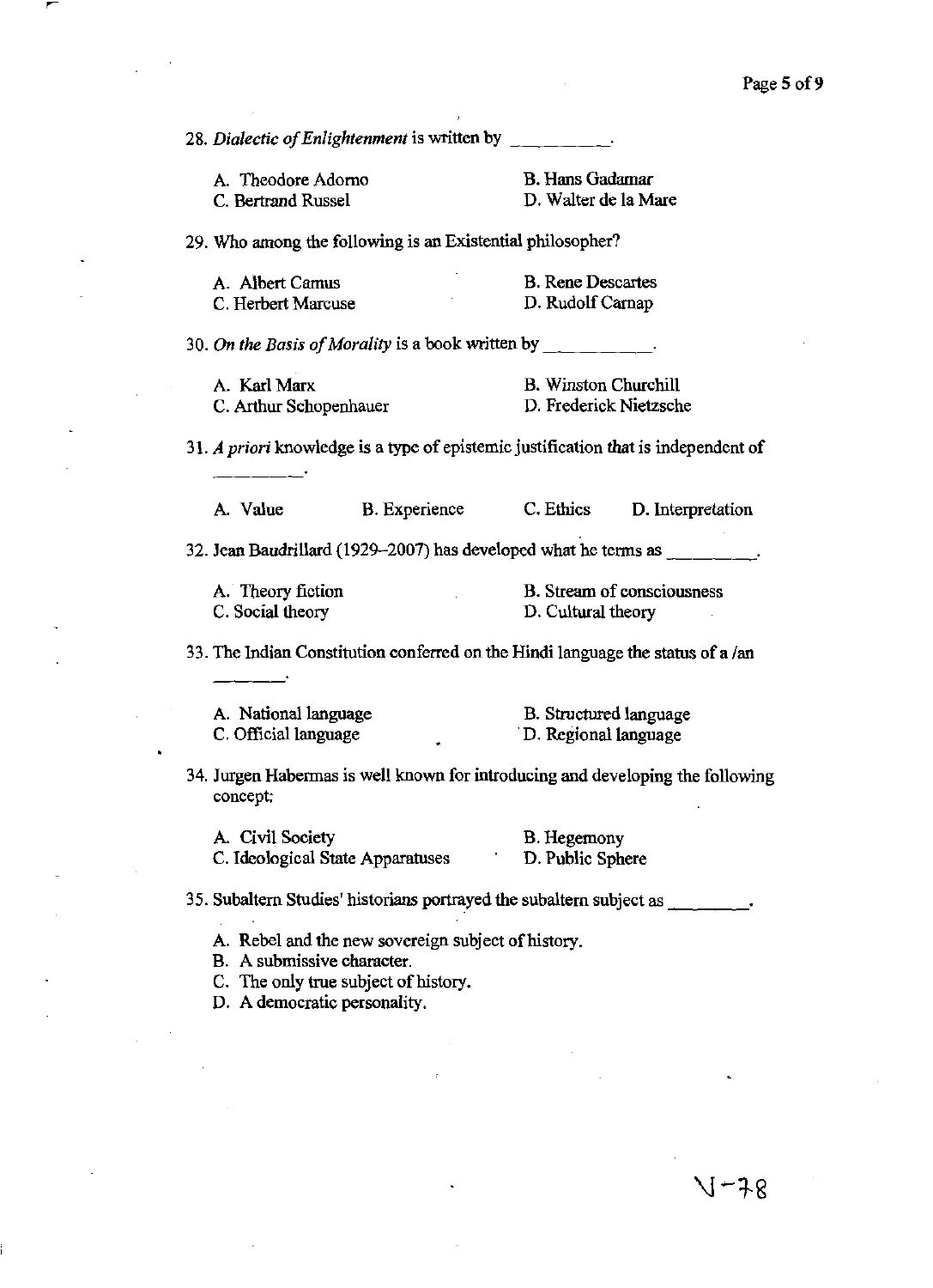28. *Dialectic of Enlightenment* is written by \_\_\_\_\_\_\_\_\_.

A. Theodore Adorno
B. Hans Gadamar
C. Bertrand Russel
D. Walter de la Mare

29. Who among the following is an Existential philosopher?

A. Albert Camus
B. Rene Descartes
C. Herbert Marcuse
D. Rudolf Carnap

30. *On the Basis of Morality* is a book written by \_\_\_\_\_\_\_\_\_\_.

A. Karl Marx
B. Winston Churchill
C. Arthur Schopenhauer
D. Frederick Nietzsche

31. *A priori* knowledge is a type of epistemic justification that is independent of \_\_\_\_\_\_\_\_.

A. Value
B. Experience
C. Ethics
D. Interpretation

32. Jean Baudrillard (1929–2007) has developed what he terms as \_\_\_\_\_\_\_\_\_.

A. Theory fiction
B. Stream of consciousness
C. Social theory
D. Cultural theory

33. The Indian Constitution conferred on the Hindi language the status of a /an \_\_\_\_\_\_\_.

A. National language
B. Structured language
C. Official language
D. Regional language

34. Jurgen Habermas is well known for introducing and developing the following concept;

A. Civil Society
B. Hegemony
C. Ideological State Apparatuses
D. Public Sphere

35. Subaltern Studies' historians portrayed the subaltern subject as \_\_\_\_\_\_\_\_.

A. Rebel and the new sovereign subject of history.
B. A submissive character.
C. The only true subject of history.
D. A democratic personality.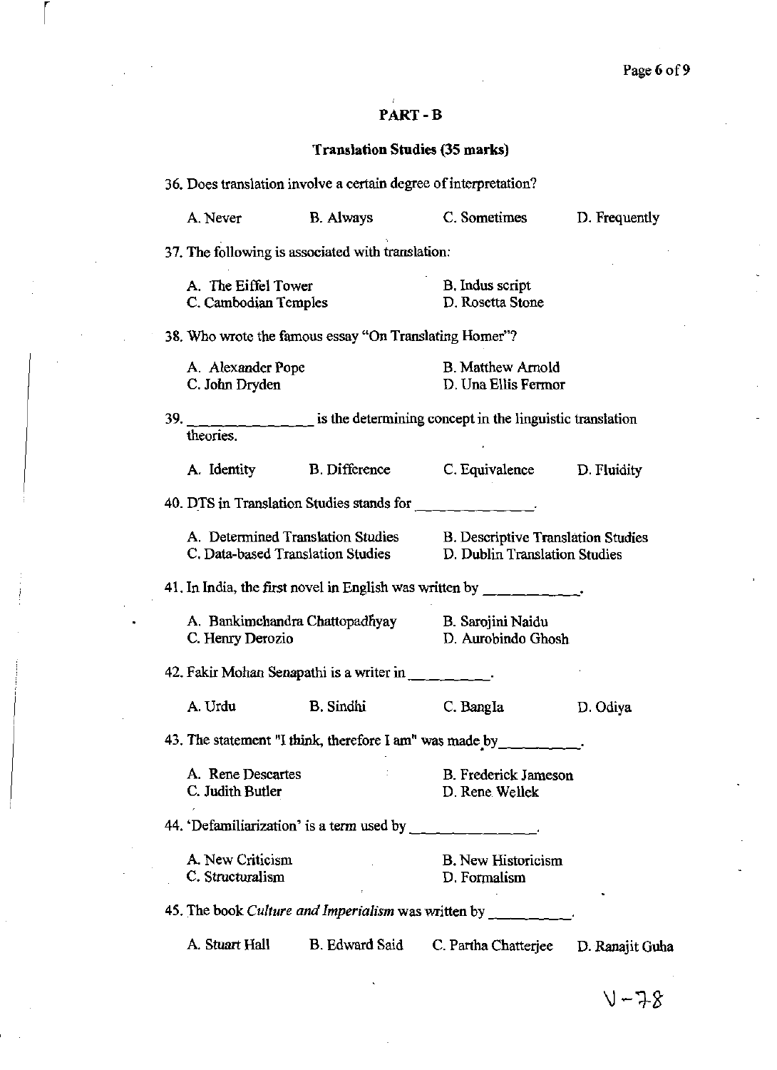## PART - B

### Translation Studies (35 marks)

36. Does translation involve a certain degree of interpretation?

A. Never B. Always C. Sometimes D. Frequently

37. The following is associated with translation:

A. The Eiffel Tower
B. Indus script
C. Cambodian Temples
D. Rosetta Stone

38. Who wrote the famous essay "On Translating Homer"?

A. Alexander Pope
B. Matthew Arnold
C. John Dryden
D. Una Ellis Fermor

39. _______________ is the determining concept in the linguistic translation theories.

A. Identity B. Difference C. Equivalence D. Fluidity

40. DTS in Translation Studies stands for ______________.

A. Determined Translation Studies
B. Descriptive Translation Studies
C. Data-based Translation Studies
D. Dublin Translation Studies

41. In India, the first novel in English was written by ___________.

A. Bankimchandra Chattopadhyay
B. Sarojini Naidu
C. Henry Derozio
D. Aurobindo Ghosh

42. Fakir Mohan Senapathi is a writer in _________.

A. Urdu B. Sindhi C. Bangla D. Odiya

43. The statement "I think, therefore I am" was made by_________.

A. Rene Descartes
B. Frederick Jameson
C. Judith Butler
D. Rene Wellek

44. 'Defamiliarization' is a term used by _______________.

A. New Criticism
B. New Historicism
C. Structuralism
D. Formalism

45. The book *Culture and Imperialism* was written by _________.

A. Stuart Hall B. Edward Said C. Partha Chatterjee D. Ranajit Guha

V-78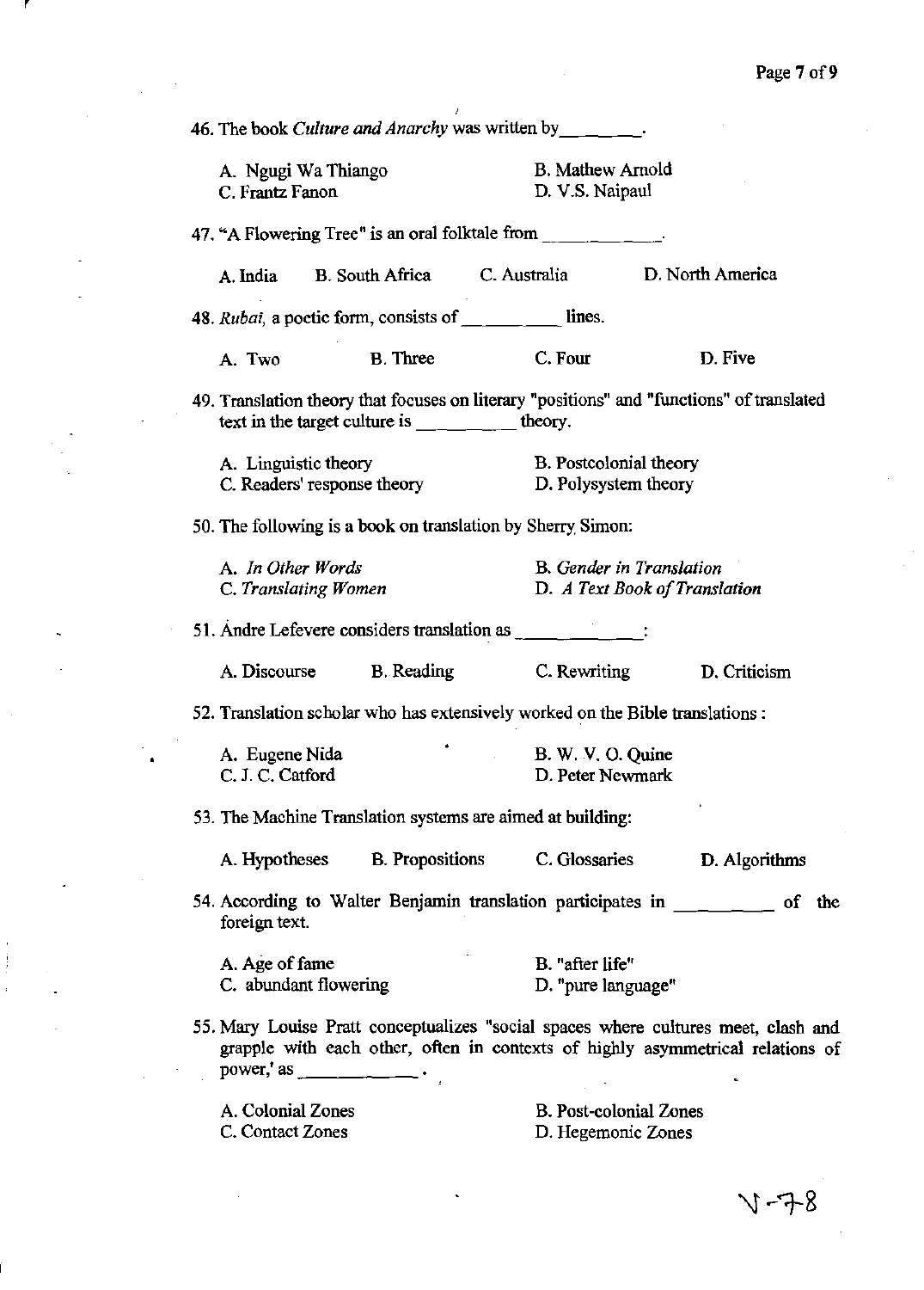46. The book *Culture and Anarchy* was written by________.

A. Ngugi Wa Thiango
B. Mathew Arnold
C. Frantz Fanon
D. V.S. Naipaul

47. "A Flowering Tree" is an oral folktale from ____________.

A. India
B. South Africa
C. Australia
D. North America

48. *Rubai*, a poetic form, consists of __________ lines.

A. Two
B. Three
C. Four
D. Five

49. Translation theory that focuses on literary "positions" and "functions" of translated text in the target culture is __________ theory.

A. Linguistic theory
B. Postcolonial theory
C. Readers' response theory
D. Polysystem theory

50. The following is a book on translation by Sherry Simon:

A. *In Other Words*
B. *Gender in Translation*
C. *Translating Women*
D. *A Text Book of Translation*

51. Andre Lefevere considers translation as _____________:

A. Discourse
B. Reading
C. Rewriting
D. Criticism

52. Translation scholar who has extensively worked on the Bible translations :

A. Eugene Nida
B. W. V. O. Quine
C. J. C. Catford
D. Peter Newmark

53. The Machine Translation systems are aimed at building:

A. Hypotheses
B. Propositions
C. Glossaries
D. Algorithms

54. According to Walter Benjamin translation participates in __________ of the foreign text.

A. Age of fame
B. "after life"
C. abundant flowering
D. "pure language"

55. Mary Louise Pratt conceptualizes "social spaces where cultures meet, clash and grapple with each other, often in contexts of highly asymmetrical relations of power,' as ____________.

A. Colonial Zones
B. Post-colonial Zones
C. Contact Zones
D. Hegemonic Zones

V-78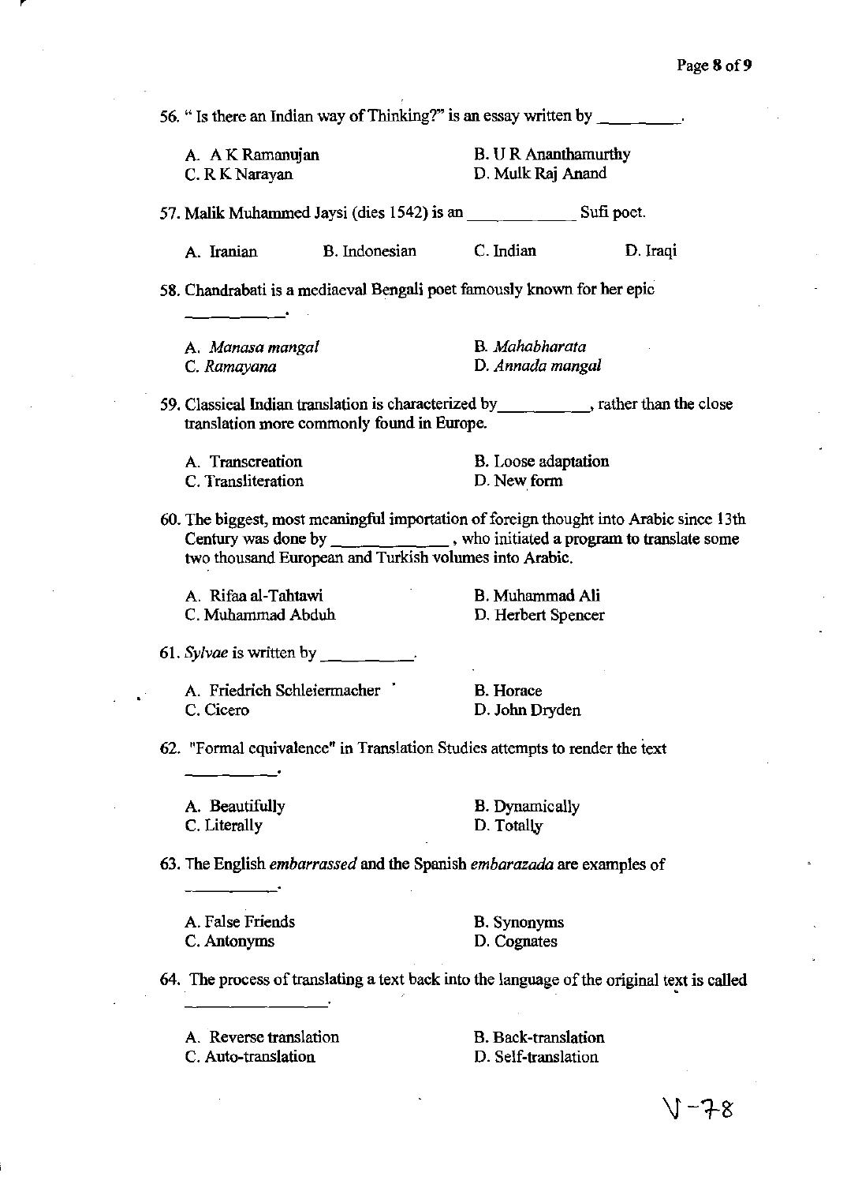56. " Is there an Indian way of Thinking?" is an essay written by _________.

A. A K Ramanujan
B. U R Ananthamurthy
C. R K Narayan
D. Mulk Raj Anand

57. Malik Muhammed Jaysi (dies 1542) is an ___________ Sufi poet.

A. Iranian
B. Indonesian
C. Indian
D. Iraqi

58. Chandrabati is a mediaeval Bengali poet famously known for her epic __________.

A. *Manasa mangal*
B. *Mahabharata*
C. *Ramayana*
D. *Annada mangal*

59. Classical Indian translation is characterized by__________, rather than the close translation more commonly found in Europe.

A. Transcreation
B. Loose adaptation
C. Transliteration
D. New form

60. The biggest, most meaningful importation of foreign thought into Arabic since 13th Century was done by _____________, who initiated a program to translate some two thousand European and Turkish volumes into Arabic.

A. Rifaa al-Tahtawi
B. Muhammad Ali
C. Muhammad Abduh
D. Herbert Spencer

61. *Sylvae* is written by __________.

A. Friedrich Schleiermacher
B. Horace
C. Cicero
D. John Dryden

62. "Formal equivalence" in Translation Studies attempts to render the text __________.

A. Beautifully
B. Dynamically
C. Literally
D. Totally

63. The English *embarrassed* and the Spanish *embarazada* are examples of __________.

A. False Friends
B. Synonyms
C. Antonyms
D. Cognates

64. The process of translating a text back into the language of the original text is called ________________.

A. Reverse translation
B. Back-translation
C. Auto-translation
D. Self-translation

V-78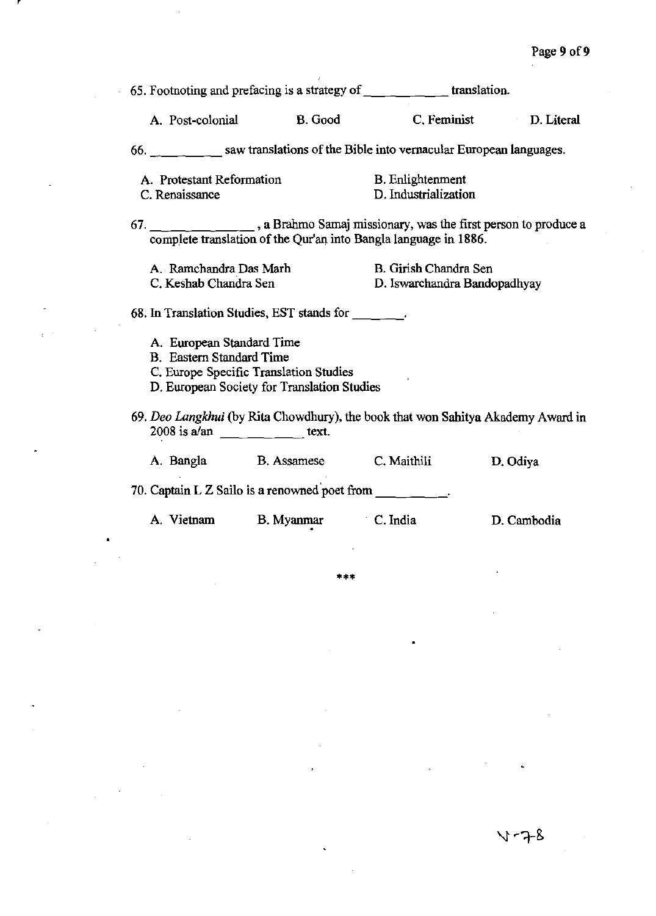65. Footnoting and prefacing is a strategy of ___________ translation.

A. Post-colonial B. Good C. Feminist D. Literal

66. __________ saw translations of the Bible into vernacular European languages.

A. Protestant Reformation
B. Enlightenment
C. Renaissance
D. Industrialization

67. ______________, a Brahmo Samaj missionary, was the first person to produce a complete translation of the Qur'an into Bangla language in 1886.

A. Ramchandra Das Marh
B. Girish Chandra Sen
C. Keshab Chandra Sen
D. Iswarchandra Bandopadhyay

68. In Translation Studies, EST stands for _______.

A. European Standard Time
B. Eastern Standard Time
C. Europe Specific Translation Studies
D. European Society for Translation Studies

69. *Deo Langkhui* (by Rita Chowdhury), the book that won Sahitya Akademy Award in 2008 is a/an ___________ text.

A. Bangla B. Assamese C. Maithili D. Odiya

70. Captain L Z Sailo is a renowned poet from __________.

A. Vietnam B. Myanmar C. India D. Cambodia

***

V-78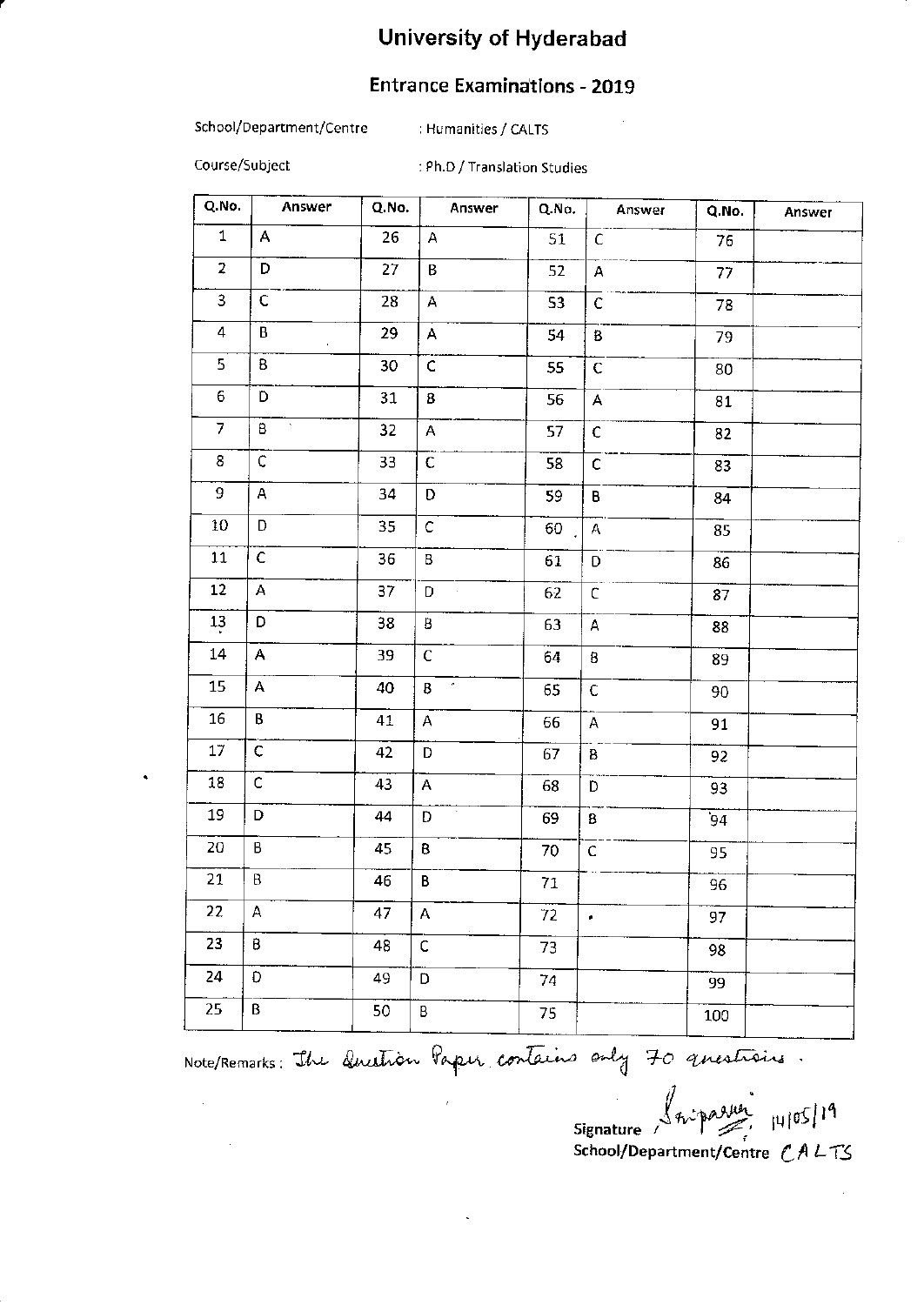# University of Hyderabad

## Entrance Examinations - 2019

School/Department/Centre : Humanities / CALTS

Course/Subject : Ph.D / Translation Studies

| Q.No. | Answer | Q.No. | Answer | Q.No. | Answer | Q.No. | Answer |
|---|---|---|---|---|---|---|---|
| 1 | A | 26 | A | 51 | C | 76 | |
| 2 | D | 27 | B | 52 | A | 77 | |
| 3 | C | 28 | A | 53 | C | 78 | |
| 4 | B | 29 | A | 54 | B | 79 | |
| 5 | B | 30 | C | 55 | C | 80 | |
| 6 | D | 31 | B | 56 | A | 81 | |
| 7 | B | 32 | A | 57 | C | 82 | |
| 8 | C | 33 | C | 58 | C | 83 | |
| 9 | A | 34 | D | 59 | B | 84 | |
| 10 | D | 35 | C | 60 | A | 85 | |
| 11 | C | 36 | B | 61 | D | 86 | |
| 12 | A | 37 | D | 62 | C | 87 | |
| 13 | D | 38 | B | 63 | A | 88 | |
| 14 | A | 39 | C | 64 | B | 89 | |
| 15 | A | 40 | B | 65 | C | 90 | |
| 16 | B | 41 | A | 66 | A | 91 | |
| 17 | C | 42 | D | 67 | B | 92 | |
| 18 | C | 43 | A | 68 | D | 93 | |
| 19 | D | 44 | D | 69 | B | 94 | |
| 20 | B | 45 | B | 70 | C | 95 | |
| 21 | B | 46 | B | 71 | | 96 | |
| 22 | A | 47 | A | 72 | | 97 | |
| 23 | B | 48 | C | 73 | | 98 | |
| 24 | D | 49 | D | 74 | | 99 | |
| 25 | B | 50 | B | 75 | | 100 | |

Note/Remarks: The Question Paper contains only 70 questions.

Signature Sriparni 14/05/19

School/Department/Centre CALTS